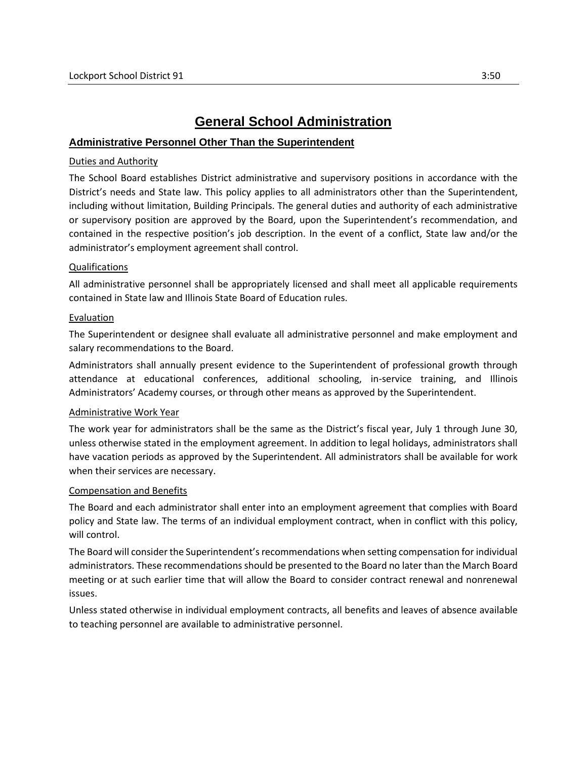# General School Administration

## Administrative Personnel Other Than the Superintendent

### Duties and Authority

The School Board establishes District administrative and supervisory positions in accordance with the District's needs and State law. This policy applies to all administrators other than the Superintendent, including without limitation, Building Principals. The general duties and authority of each administrative or supervisory position are approved by the Board, upon the Superintendent's recommendation, and contained in the respective position's job description. In the event of a conflict, State law and/or the administrator's employment agreement shall control.

### Qualifications

All administrative personnel shall be appropriately licensed and shall meet all applicable requirements contained in State law and Illinois State Board of Education rules.

### Evaluation

The Superintendent or designee shall evaluate all administrative personnel and make employment and salary recommendations to the Board.

Administrators shall annually present evidence to the Superintendent of professional growth through attendance at educational conferences, additional schooling, in-service training, and Illinois Administrators' Academy courses, or through other means as approved by the Superintendent.

### Administrative Work Year

The work year for administrators shall be the same as the District's fiscal year, July 1 through June 30, unless otherwise stated in the employment agreement. In addition to legal holidays, administrators shall have vacation periods as approved by the Superintendent. All administrators shall be available for work when their services are necessary.

### Compensation and Benefits

The Board and each administrator shall enter into an employment agreement that complies with Board policy and State law. The terms of an individual employment contract, when in conflict with this policy, will control.

The Board will consider the Superintendent's recommendations when setting compensation for individual administrators. These recommendations should be presented to the Board no later than the March Board meeting or at such earlier time that will allow the Board to consider contract renewal and nonrenewal issues.

Unless stated otherwise in individual employment contracts, all benefits and leaves of absence available to teaching personnel are available to administrative personnel.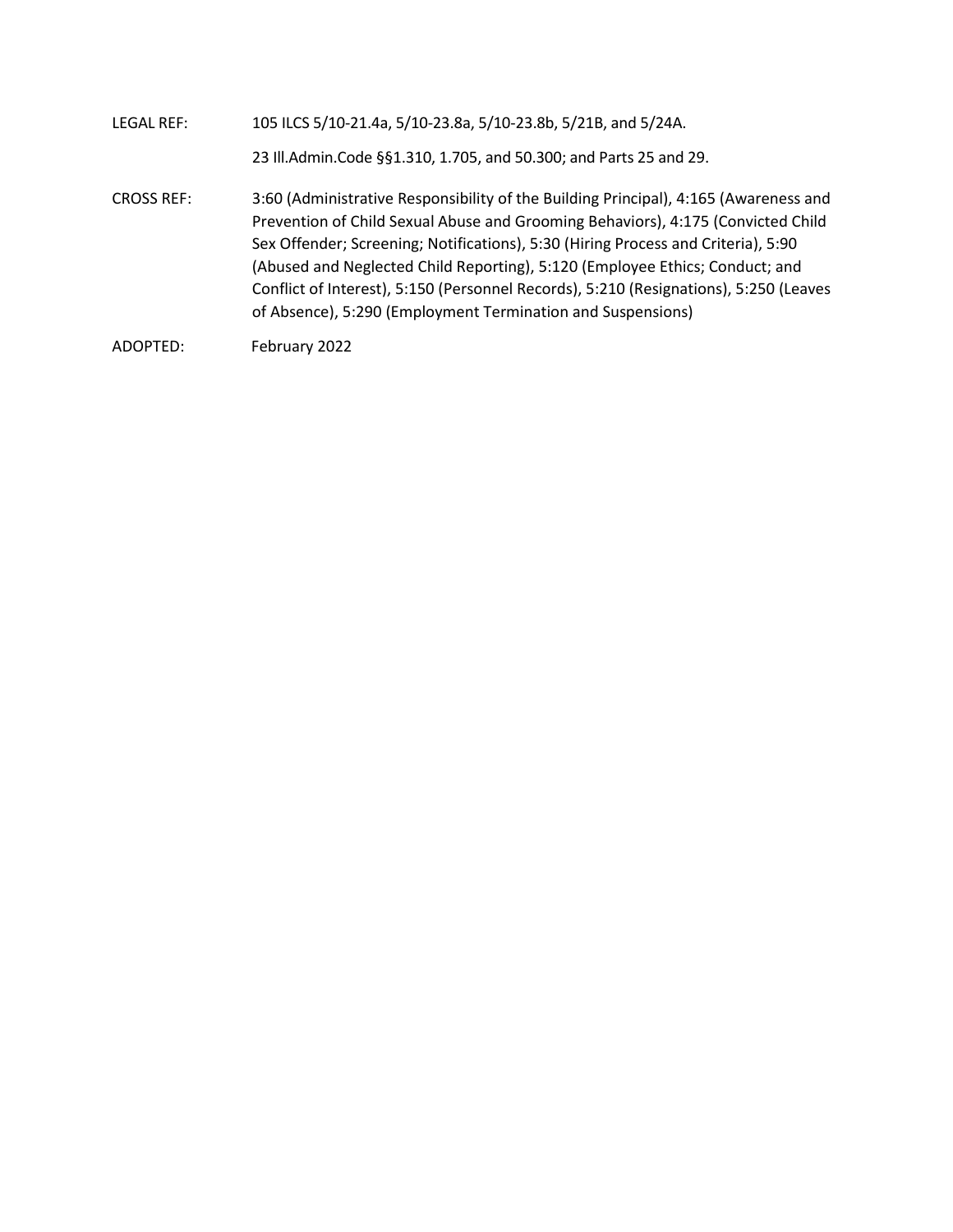LEGAL REF: 105 ILCS 5/10-21.4a, 5/10-23.8a, 5/10-23.8b, 5/21B, and 5/24A.

23 Ill.Admin.Code §§1.310, 1.705, and 50.300; and Parts 25 and 29.

CROSS REF: 3:60 (Administrative Responsibility of the Building Principal), 4:165 (Awareness and Prevention of Child Sexual Abuse and Grooming Behaviors), 4:175 (Convicted Child Sex Offender; Screening; Notifications), 5:30 (Hiring Process and Criteria), 5:90 (Abused and Neglected Child Reporting), 5:120 (Employee Ethics; Conduct; and Conflict of Interest), 5:150 (Personnel Records), 5:210 (Resignations), 5:250 (Leaves of Absence), 5:290 (Employment Termination and Suspensions)

ADOPTED: February 2022